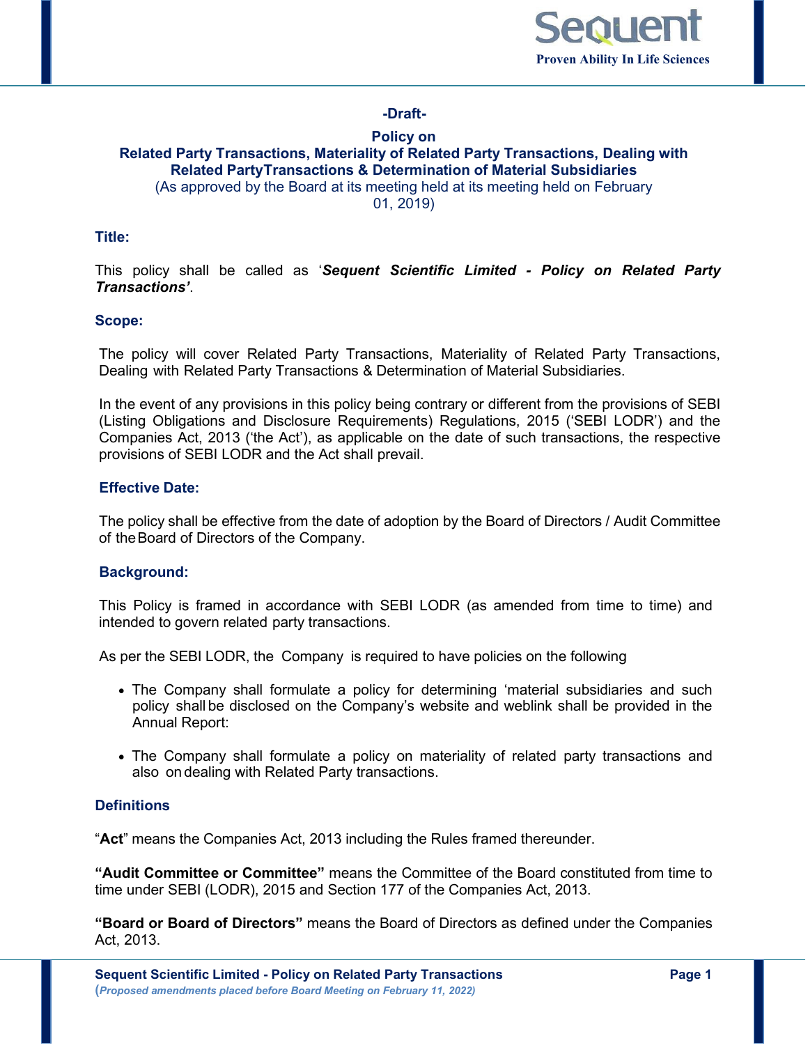-Draft-

# Policy on
# Related Party Transactions, Materiality of Related Party Transactions, Dealing with Related PartyTransactions & Determination of Material Subsidiaries

(As approved by the Board at its meeting held at its meeting held on February 01, 2019)

## Title:

This policy shall be called as ‘***Sequent Scientific Limited - Policy on Related Party Transactions’***.

## Scope:

The policy will cover Related Party Transactions, Materiality of Related Party Transactions, Dealing with Related Party Transactions & Determination of Material Subsidiaries.

In the event of any provisions in this policy being contrary or different from the provisions of SEBI (Listing Obligations and Disclosure Requirements) Regulations, 2015 (‘SEBI LODR’) and the Companies Act, 2013 (‘the Act’), as applicable on the date of such transactions, the respective provisions of SEBI LODR and the Act shall prevail.

## Effective Date:

The policy shall be effective from the date of adoption by the Board of Directors / Audit Committee of the Board of Directors of the Company.

## Background:

This Policy is framed in accordance with SEBI LODR (as amended from time to time) and intended to govern related party transactions.

As per the SEBI LODR, the Company is required to have policies on the following

- The Company shall formulate a policy for determining ‘material subsidiaries and such policy shall be disclosed on the Company’s website and weblink shall be provided in the Annual Report:
- The Company shall formulate a policy on materiality of related party transactions and also on dealing with Related Party transactions.

## Definitions

“**Act**” means the Companies Act, 2013 including the Rules framed thereunder.

**“Audit Committee or Committee”** means the Committee of the Board constituted from time to time under SEBI (LODR), 2015 and Section 177 of the Companies Act, 2013.

**“Board or Board of Directors”** means the Board of Directors as defined under the Companies Act, 2013.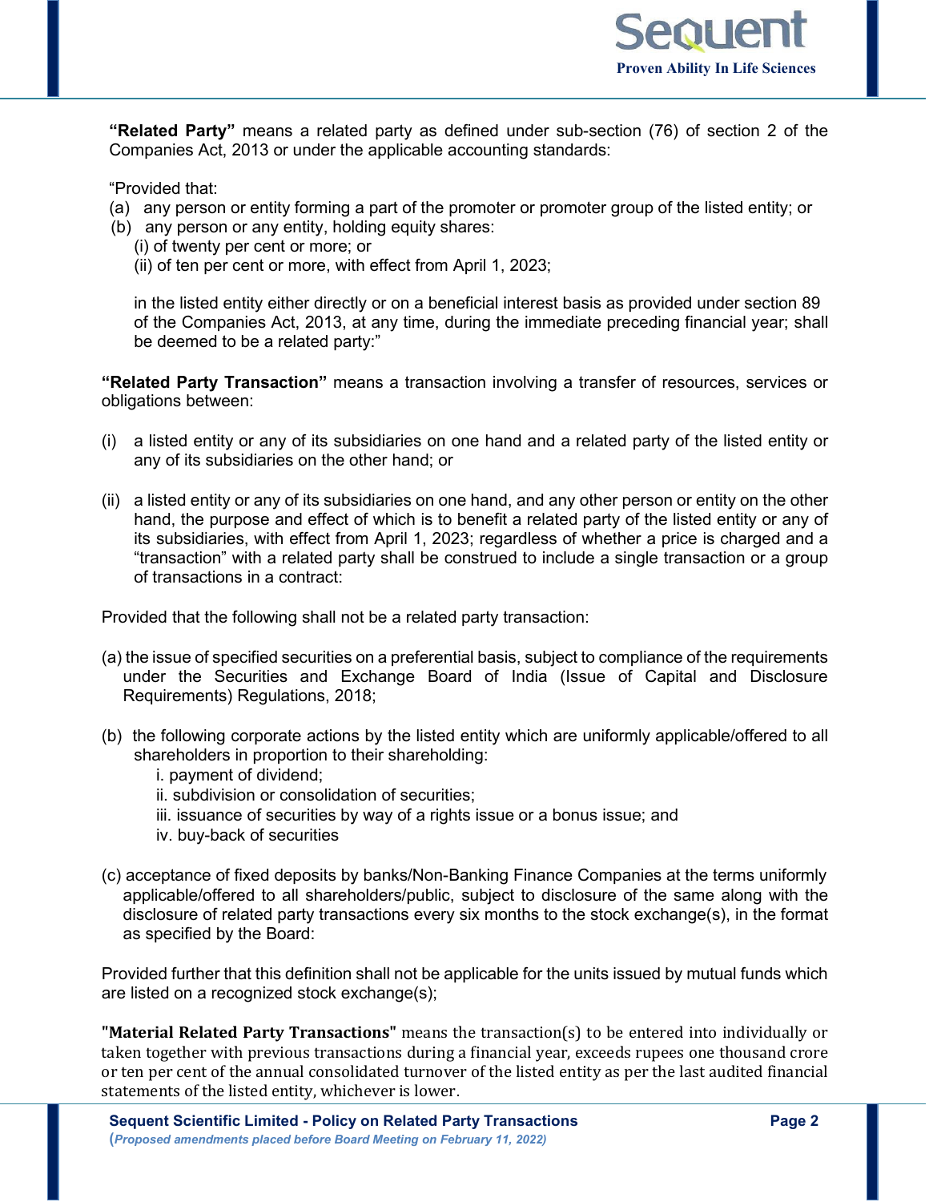**"Related Party"** means a related party as defined under sub-section (76) of section 2 of the Companies Act, 2013 or under the applicable accounting standards:

"Provided that:

(a) any person or entity forming a part of the promoter or promoter group of the listed entity; or

(b) any person or any entity, holding equity shares:
   - (i) of twenty per cent or more; or
   - (ii) of ten per cent or more, with effect from April 1, 2023;

   in the listed entity either directly or on a beneficial interest basis as provided under section 89 of the Companies Act, 2013, at any time, during the immediate preceding financial year; shall be deemed to be a related party:"

**"Related Party Transaction"** means a transaction involving a transfer of resources, services or obligations between:

(i) a listed entity or any of its subsidiaries on one hand and a related party of the listed entity or any of its subsidiaries on the other hand; or

(ii) a listed entity or any of its subsidiaries on one hand, and any other person or entity on the other hand, the purpose and effect of which is to benefit a related party of the listed entity or any of its subsidiaries, with effect from April 1, 2023; regardless of whether a price is charged and a "transaction" with a related party shall be construed to include a single transaction or a group of transactions in a contract:

Provided that the following shall not be a related party transaction:

(a) the issue of specified securities on a preferential basis, subject to compliance of the requirements under the Securities and Exchange Board of India (Issue of Capital and Disclosure Requirements) Regulations, 2018;

(b) the following corporate actions by the listed entity which are uniformly applicable/offered to all shareholders in proportion to their shareholding:
   - i. payment of dividend;
   - ii. subdivision or consolidation of securities;
   - iii. issuance of securities by way of a rights issue or a bonus issue; and
   - iv. buy-back of securities

(c) acceptance of fixed deposits by banks/Non-Banking Finance Companies at the terms uniformly applicable/offered to all shareholders/public, subject to disclosure of the same along with the disclosure of related party transactions every six months to the stock exchange(s), in the format as specified by the Board:

Provided further that this definition shall not be applicable for the units issued by mutual funds which are listed on a recognized stock exchange(s);

**"Material Related Party Transactions"** means the transaction(s) to be entered into individually or taken together with previous transactions during a financial year, exceeds rupees one thousand crore or ten per cent of the annual consolidated turnover of the listed entity as per the last audited financial statements of the listed entity, whichever is lower.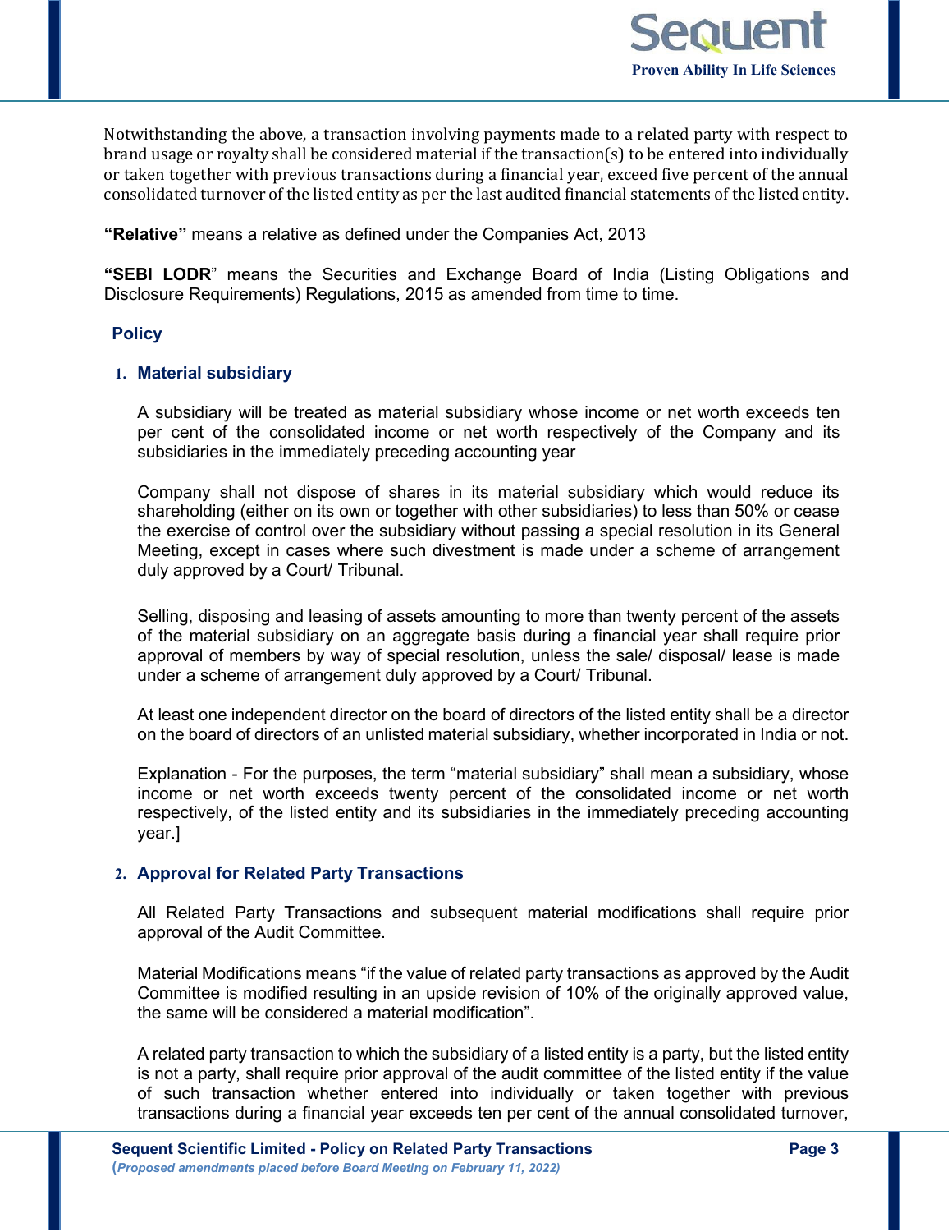Notwithstanding the above, a transaction involving payments made to a related party with respect to brand usage or royalty shall be considered material if the transaction(s) to be entered into individually or taken together with previous transactions during a financial year, exceed five percent of the annual consolidated turnover of the listed entity as per the last audited financial statements of the listed entity.

**"Relative"** means a relative as defined under the Companies Act, 2013

**"SEBI LODR"** means the Securities and Exchange Board of India (Listing Obligations and Disclosure Requirements) Regulations, 2015 as amended from time to time.

## Policy

### 1. Material subsidiary

A subsidiary will be treated as material subsidiary whose income or net worth exceeds ten per cent of the consolidated income or net worth respectively of the Company and its subsidiaries in the immediately preceding accounting year

Company shall not dispose of shares in its material subsidiary which would reduce its shareholding (either on its own or together with other subsidiaries) to less than 50% or cease the exercise of control over the subsidiary without passing a special resolution in its General Meeting, except in cases where such divestment is made under a scheme of arrangement duly approved by a Court/ Tribunal.

Selling, disposing and leasing of assets amounting to more than twenty percent of the assets of the material subsidiary on an aggregate basis during a financial year shall require prior approval of members by way of special resolution, unless the sale/ disposal/ lease is made under a scheme of arrangement duly approved by a Court/ Tribunal.

At least one independent director on the board of directors of the listed entity shall be a director on the board of directors of an unlisted material subsidiary, whether incorporated in India or not.

Explanation - For the purposes, the term "material subsidiary" shall mean a subsidiary, whose income or net worth exceeds twenty percent of the consolidated income or net worth respectively, of the listed entity and its subsidiaries in the immediately preceding accounting year.]

### 2. Approval for Related Party Transactions

All Related Party Transactions and subsequent material modifications shall require prior approval of the Audit Committee.

Material Modifications means "if the value of related party transactions as approved by the Audit Committee is modified resulting in an upside revision of 10% of the originally approved value, the same will be considered a material modification".

A related party transaction to which the subsidiary of a listed entity is a party, but the listed entity is not a party, shall require prior approval of the audit committee of the listed entity if the value of such transaction whether entered into individually or taken together with previous transactions during a financial year exceeds ten per cent of the annual consolidated turnover,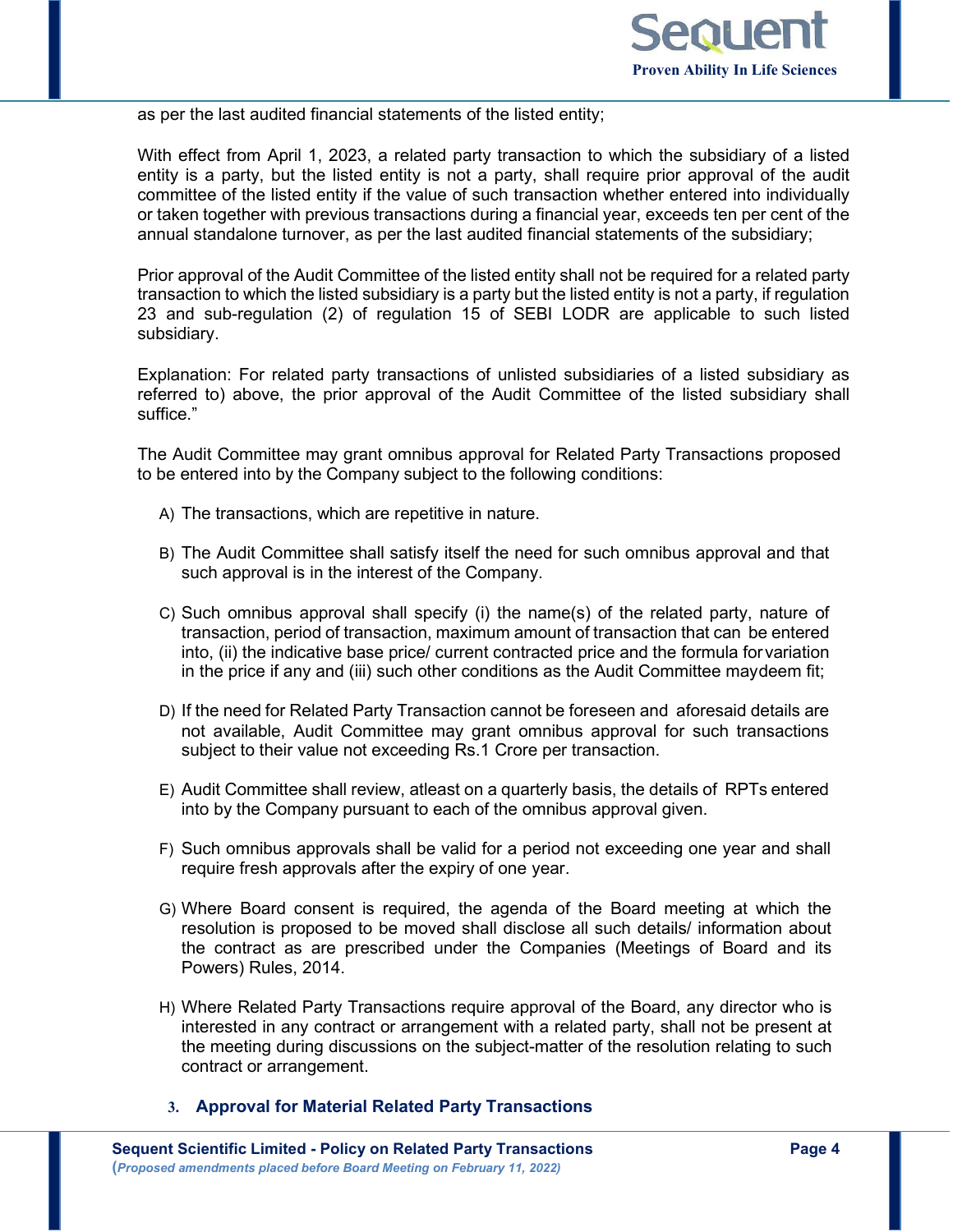as per the last audited financial statements of the listed entity;

With effect from April 1, 2023, a related party transaction to which the subsidiary of a listed entity is a party, but the listed entity is not a party, shall require prior approval of the audit committee of the listed entity if the value of such transaction whether entered into individually or taken together with previous transactions during a financial year, exceeds ten per cent of the annual standalone turnover, as per the last audited financial statements of the subsidiary;

Prior approval of the Audit Committee of the listed entity shall not be required for a related party transaction to which the listed subsidiary is a party but the listed entity is not a party, if regulation 23 and sub-regulation (2) of regulation 15 of SEBI LODR are applicable to such listed subsidiary.

Explanation: For related party transactions of unlisted subsidiaries of a listed subsidiary as referred to) above, the prior approval of the Audit Committee of the listed subsidiary shall suffice."

The Audit Committee may grant omnibus approval for Related Party Transactions proposed to be entered into by the Company subject to the following conditions:

A) The transactions, which are repetitive in nature.

B) The Audit Committee shall satisfy itself the need for such omnibus approval and that such approval is in the interest of the Company.

C) Such omnibus approval shall specify (i) the name(s) of the related party, nature of transaction, period of transaction, maximum amount of transaction that can be entered into, (ii) the indicative base price/ current contracted price and the formula for variation in the price if any and (iii) such other conditions as the Audit Committee may deem fit;

D) If the need for Related Party Transaction cannot be foreseen and aforesaid details are not available, Audit Committee may grant omnibus approval for such transactions subject to their value not exceeding Rs.1 Crore per transaction.

E) Audit Committee shall review, atleast on a quarterly basis, the details of RPTs entered into by the Company pursuant to each of the omnibus approval given.

F) Such omnibus approvals shall be valid for a period not exceeding one year and shall require fresh approvals after the expiry of one year.

G) Where Board consent is required, the agenda of the Board meeting at which the resolution is proposed to be moved shall disclose all such details/ information about the contract as are prescribed under the Companies (Meetings of Board and its Powers) Rules, 2014.

H) Where Related Party Transactions require approval of the Board, any director who is interested in any contract or arrangement with a related party, shall not be present at the meeting during discussions on the subject-matter of the resolution relating to such contract or arrangement.

### 3. Approval for Material Related Party Transactions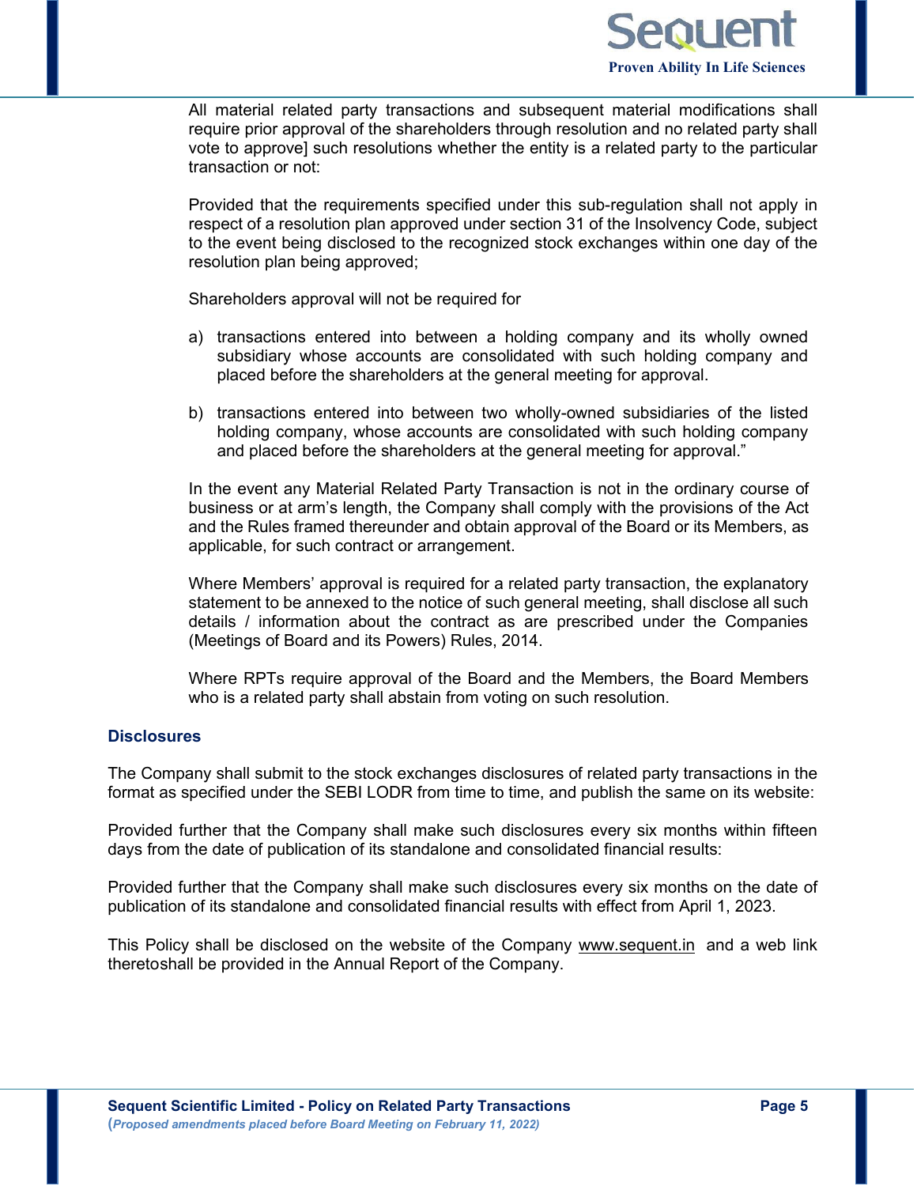All material related party transactions and subsequent material modifications shall require prior approval of the shareholders through resolution and no related party shall vote to approve] such resolutions whether the entity is a related party to the particular transaction or not:

Provided that the requirements specified under this sub-regulation shall not apply in respect of a resolution plan approved under section 31 of the Insolvency Code, subject to the event being disclosed to the recognized stock exchanges within one day of the resolution plan being approved;

Shareholders approval will not be required for

a) transactions entered into between a holding company and its wholly owned subsidiary whose accounts are consolidated with such holding company and placed before the shareholders at the general meeting for approval.

b) transactions entered into between two wholly-owned subsidiaries of the listed holding company, whose accounts are consolidated with such holding company and placed before the shareholders at the general meeting for approval."

In the event any Material Related Party Transaction is not in the ordinary course of business or at arm's length, the Company shall comply with the provisions of the Act and the Rules framed thereunder and obtain approval of the Board or its Members, as applicable, for such contract or arrangement.

Where Members' approval is required for a related party transaction, the explanatory statement to be annexed to the notice of such general meeting, shall disclose all such details / information about the contract as are prescribed under the Companies (Meetings of Board and its Powers) Rules, 2014.

Where RPTs require approval of the Board and the Members, the Board Members who is a related party shall abstain from voting on such resolution.

## Disclosures

The Company shall submit to the stock exchanges disclosures of related party transactions in the format as specified under the SEBI LODR from time to time, and publish the same on its website:

Provided further that the Company shall make such disclosures every six months within fifteen days from the date of publication of its standalone and consolidated financial results:

Provided further that the Company shall make such disclosures every six months on the date of publication of its standalone and consolidated financial results with effect from April 1, 2023.

This Policy shall be disclosed on the website of the Company www.sequent.in and a web link theretoshall be provided in the Annual Report of the Company.